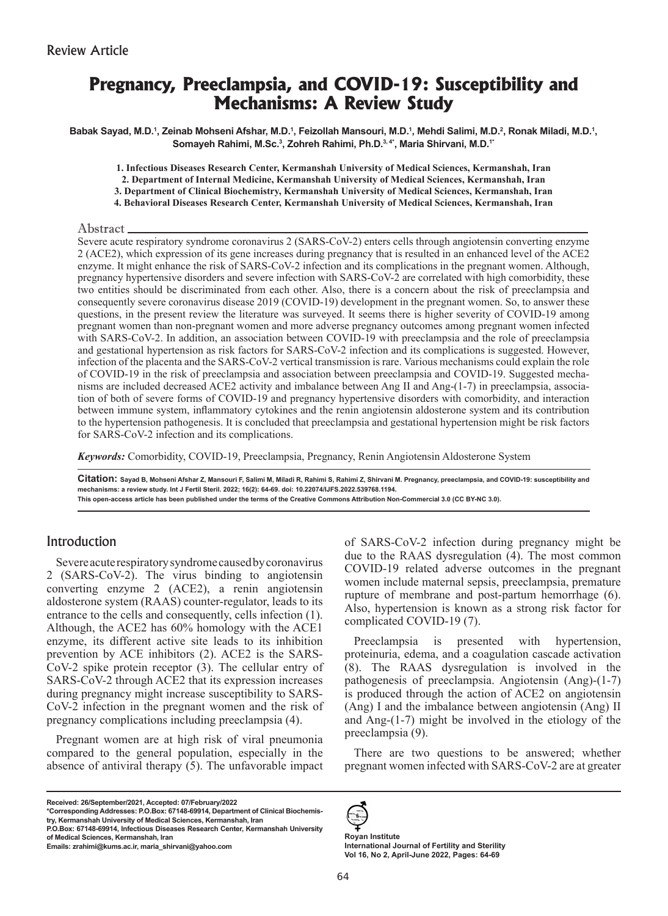Review Article

# Pregnancy, Preeclampsia, and COVID-19: Susceptibility and Mechanisms: A Review Study

**Babak Sayad, M.D.[1], Zeinab Mohseni Afshar, M.D.[1], Feizollah Mansouri, M.D.[1], Mehdi Salimi, M.D.[2], Ronak Miladi, M.D.[1], Somayeh Rahimi, M.Sc.[3], Zohreh Rahimi, Ph.D.[3, 4*], Maria Shirvani, M.D.[1*]**

1. Infectious Diseases Research Center, Kermanshah University of Medical Sciences, Kermanshah, Iran
2. Department of Internal Medicine, Kermanshah University of Medical Sciences, Kermanshah, Iran
3. Department of Clinical Biochemistry, Kermanshah University of Medical Sciences, Kermanshah, Iran
4. Behavioral Diseases Research Center, Kermanshah University of Medical Sciences, Kermanshah, Iran

## Abstract

Severe acute respiratory syndrome coronavirus 2 (SARS-CoV-2) enters cells through angiotensin converting enzyme 2 (ACE2), which expression of its gene increases during pregnancy that is resulted in an enhanced level of the ACE2 enzyme. It might enhance the risk of SARS-CoV-2 infection and its complications in the pregnant women. Although, pregnancy hypertensive disorders and severe infection with SARS-CoV-2 are correlated with high comorbidity, these two entities should be discriminated from each other. Also, there is a concern about the risk of preeclampsia and consequently severe coronavirus disease 2019 (COVID-19) development in the pregnant women. So, to answer these questions, in the present review the literature was surveyed. It seems there is higher severity of COVID-19 among pregnant women than non-pregnant women and more adverse pregnancy outcomes among pregnant women infected with SARS-CoV-2. In addition, an association between COVID-19 with preeclampsia and the role of preeclampsia and gestational hypertension as risk factors for SARS-CoV-2 infection and its complications is suggested. However, infection of the placenta and the SARS-CoV-2 vertical transmission is rare. Various mechanisms could explain the role of COVID-19 in the risk of preeclampsia and association between preeclampsia and COVID-19. Suggested mechanisms are included decreased ACE2 activity and imbalance between Ang II and Ang-(1-7) in preeclampsia, association of both of severe forms of COVID-19 and pregnancy hypertensive disorders with comorbidity, and interaction between immune system, inflammatory cytokines and the renin angiotensin aldosterone system and its contribution to the hypertension pathogenesis. It is concluded that preeclampsia and gestational hypertension might be risk factors for SARS-CoV-2 infection and its complications.

***Keywords:*** Comorbidity, COVID-19, Preeclampsia, Pregnancy, Renin Angiotensin Aldosterone System

**Citation:** Sayad B, Mohseni Afshar Z, Mansouri F, Salimi M, Miladi R, Rahimi S, Rahimi Z, Shirvani M. Pregnancy, preeclampsia, and COVID-19: susceptibility and mechanisms: a review study. Int J Fertil Steril. 2022; 16(2): 64-69. doi: 10.22074/IJFS.2022.539768.1194.
This open-access article has been published under the terms of the Creative Commons Attribution Non-Commercial 3.0 (CC BY-NC 3.0).

## Introduction

Severe acute respiratory syndrome caused by coronavirus 2 (SARS-CoV-2). The virus binding to angiotensin converting enzyme 2 (ACE2), a renin angiotensin aldosterone system (RAAS) counter-regulator, leads to its entrance to the cells and consequently, cells infection (1). Although, the ACE2 has 60% homology with the ACE1 enzyme, its different active site leads to its inhibition prevention by ACE inhibitors (2). ACE2 is the SARS-CoV-2 spike protein receptor (3). The cellular entry of SARS-CoV-2 through ACE2 that its expression increases during pregnancy might increase susceptibility to SARS-CoV-2 infection in the pregnant women and the risk of pregnancy complications including preeclampsia (4).

Pregnant women are at high risk of viral pneumonia compared to the general population, especially in the absence of antiviral therapy (5). The unfavorable impact of SARS-CoV-2 infection during pregnancy might be due to the RAAS dysregulation (4). The most common COVID-19 related adverse outcomes in the pregnant women include maternal sepsis, preeclampsia, premature rupture of membrane and post-partum hemorrhage (6). Also, hypertension is known as a strong risk factor for complicated COVID-19 (7).

Preeclampsia is presented with hypertension, proteinuria, edema, and a coagulation cascade activation (8). The RAAS dysregulation is involved in the pathogenesis of preeclampsia. Angiotensin (Ang)-(1-7) is produced through the action of ACE2 on angiotensin (Ang) I and the imbalance between angiotensin (Ang) II and Ang-(1-7) might be involved in the etiology of the preeclampsia (9).

There are two questions to be answered; whether pregnant women infected with SARS-CoV-2 are at greater

**Received: 26/September/2021, Accepted: 07/February/2022**
**\*Corresponding Addresses: P.O.Box: 67148-69914, Department of Clinical Biochemistry, Kermanshah University of Medical Sciences, Kermanshah, Iran**
**P.O.Box: 67148-69914, Infectious Diseases Research Center, Kermanshah University of Medical Sciences, Kermanshah, Iran**
**Emails: zrahimi@kums.ac.ir, maria_shirvani@yahoo.com**

**Royan Institute**
**International Journal of Fertility and Sterility**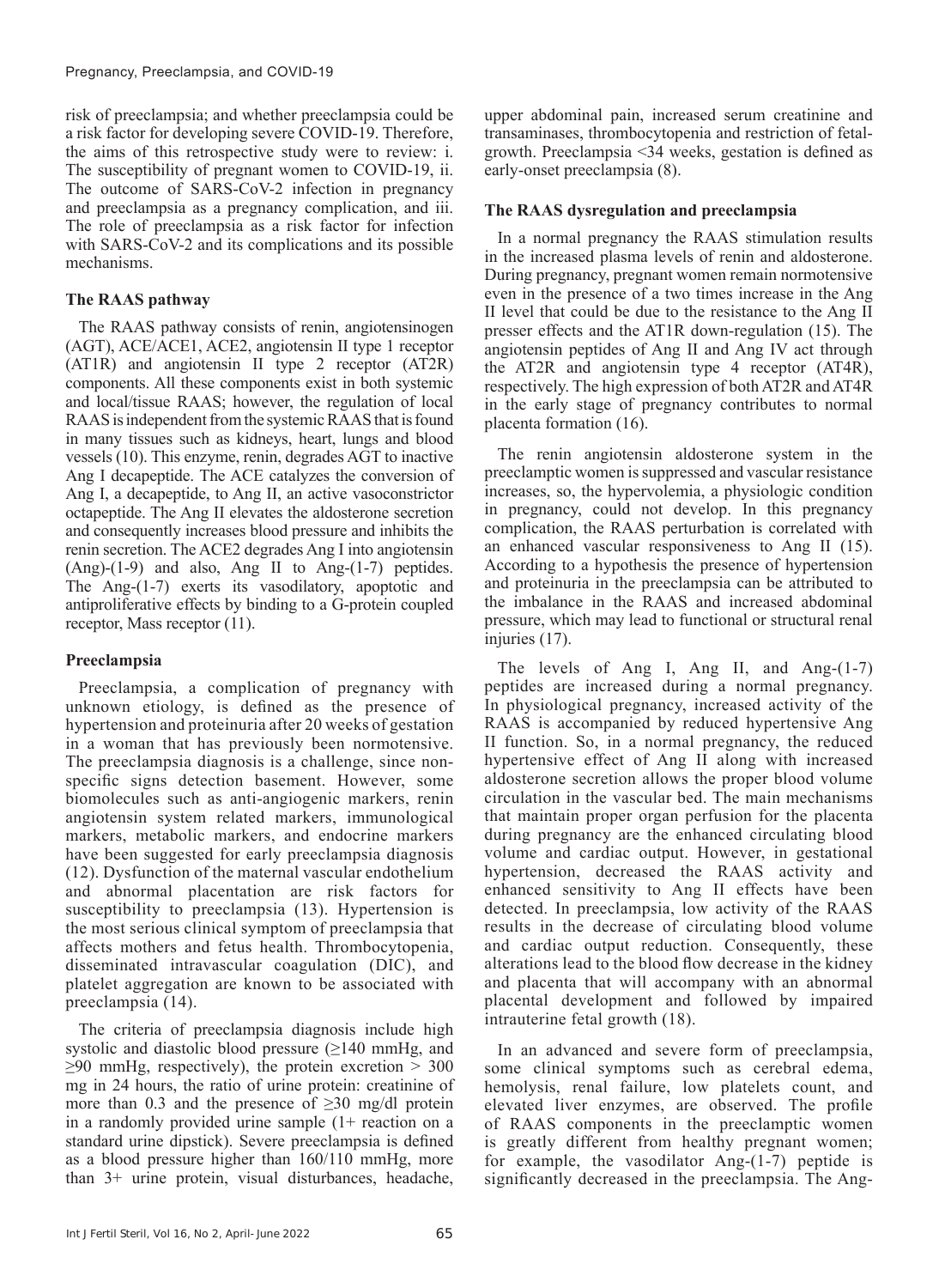risk of preeclampsia; and whether preeclampsia could be a risk factor for developing severe COVID-19. Therefore, the aims of this retrospective study were to review: i. The susceptibility of pregnant women to COVID-19, ii. The outcome of SARS-CoV-2 infection in pregnancy and preeclampsia as a pregnancy complication, and iii. The role of preeclampsia as a risk factor for infection with SARS-CoV-2 and its complications and its possible mechanisms.

### The RAAS pathway

The RAAS pathway consists of renin, angiotensinogen (AGT), ACE/ACE1, ACE2, angiotensin II type 1 receptor (AT1R) and angiotensin II type 2 receptor (AT2R) components. All these components exist in both systemic and local/tissue RAAS; however, the regulation of local RAAS is independent from the systemic RAAS that is found in many tissues such as kidneys, heart, lungs and blood vessels (10). This enzyme, renin, degrades AGT to inactive Ang I decapeptide. The ACE catalyzes the conversion of Ang I, a decapeptide, to Ang II, an active vasoconstrictor octapeptide. The Ang II elevates the aldosterone secretion and consequently increases blood pressure and inhibits the renin secretion. The ACE2 degrades Ang I into angiotensin (Ang)-(1-9) and also, Ang II to Ang-(1-7) peptides. The Ang-(1-7) exerts its vasodilatory, apoptotic and antiproliferative effects by binding to a G-protein coupled receptor, Mass receptor (11).

### Preeclampsia

Preeclampsia, a complication of pregnancy with unknown etiology, is defined as the presence of hypertension and proteinuria after 20 weeks of gestation in a woman that has previously been normotensive. The preeclampsia diagnosis is a challenge, since non-specific signs detection basement. However, some biomolecules such as anti-angiogenic markers, renin angiotensin system related markers, immunological markers, metabolic markers, and endocrine markers have been suggested for early preeclampsia diagnosis (12). Dysfunction of the maternal vascular endothelium and abnormal placentation are risk factors for susceptibility to preeclampsia (13). Hypertension is the most serious clinical symptom of preeclampsia that affects mothers and fetus health. Thrombocytopenia, disseminated intravascular coagulation (DIC), and platelet aggregation are known to be associated with preeclampsia (14).

The criteria of preeclampsia diagnosis include high systolic and diastolic blood pressure (≥140 mmHg, and ≥90 mmHg, respectively), the protein excretion > 300 mg in 24 hours, the ratio of urine protein: creatinine of more than 0.3 and the presence of ≥30 mg/dl protein in a randomly provided urine sample (1+ reaction on a standard urine dipstick). Severe preeclampsia is defined as a blood pressure higher than 160/110 mmHg, more than 3+ urine protein, visual disturbances, headache, upper abdominal pain, increased serum creatinine and transaminases, thrombocytopenia and restriction of fetal-growth. Preeclampsia <34 weeks, gestation is defined as early-onset preeclampsia (8).

### The RAAS dysregulation and preeclampsia

In a normal pregnancy the RAAS stimulation results in the increased plasma levels of renin and aldosterone. During pregnancy, pregnant women remain normotensive even in the presence of a two times increase in the Ang II level that could be due to the resistance to the Ang II presser effects and the AT1R down-regulation (15). The angiotensin peptides of Ang II and Ang IV act through the AT2R and angiotensin type 4 receptor (AT4R), respectively. The high expression of both AT2R and AT4R in the early stage of pregnancy contributes to normal placenta formation (16).

The renin angiotensin aldosterone system in the preeclamptic women is suppressed and vascular resistance increases, so, the hypervolemia, a physiologic condition in pregnancy, could not develop. In this pregnancy complication, the RAAS perturbation is correlated with an enhanced vascular responsiveness to Ang II (15). According to a hypothesis the presence of hypertension and proteinuria in the preeclampsia can be attributed to the imbalance in the RAAS and increased abdominal pressure, which may lead to functional or structural renal injuries (17).

The levels of Ang I, Ang II, and Ang-(1-7) peptides are increased during a normal pregnancy. In physiological pregnancy, increased activity of the RAAS is accompanied by reduced hypertensive Ang II function. So, in a normal pregnancy, the reduced hypertensive effect of Ang II along with increased aldosterone secretion allows the proper blood volume circulation in the vascular bed. The main mechanisms that maintain proper organ perfusion for the placenta during pregnancy are the enhanced circulating blood volume and cardiac output. However, in gestational hypertension, decreased the RAAS activity and enhanced sensitivity to Ang II effects have been detected. In preeclampsia, low activity of the RAAS results in the decrease of circulating blood volume and cardiac output reduction. Consequently, these alterations lead to the blood flow decrease in the kidney and placenta that will accompany with an abnormal placental development and followed by impaired intrauterine fetal growth (18).

In an advanced and severe form of preeclampsia, some clinical symptoms such as cerebral edema, hemolysis, renal failure, low platelets count, and elevated liver enzymes, are observed. The profile of RAAS components in the preeclamptic women is greatly different from healthy pregnant women; for example, the vasodilator Ang-(1-7) peptide is significantly decreased in the preeclampsia. The Ang-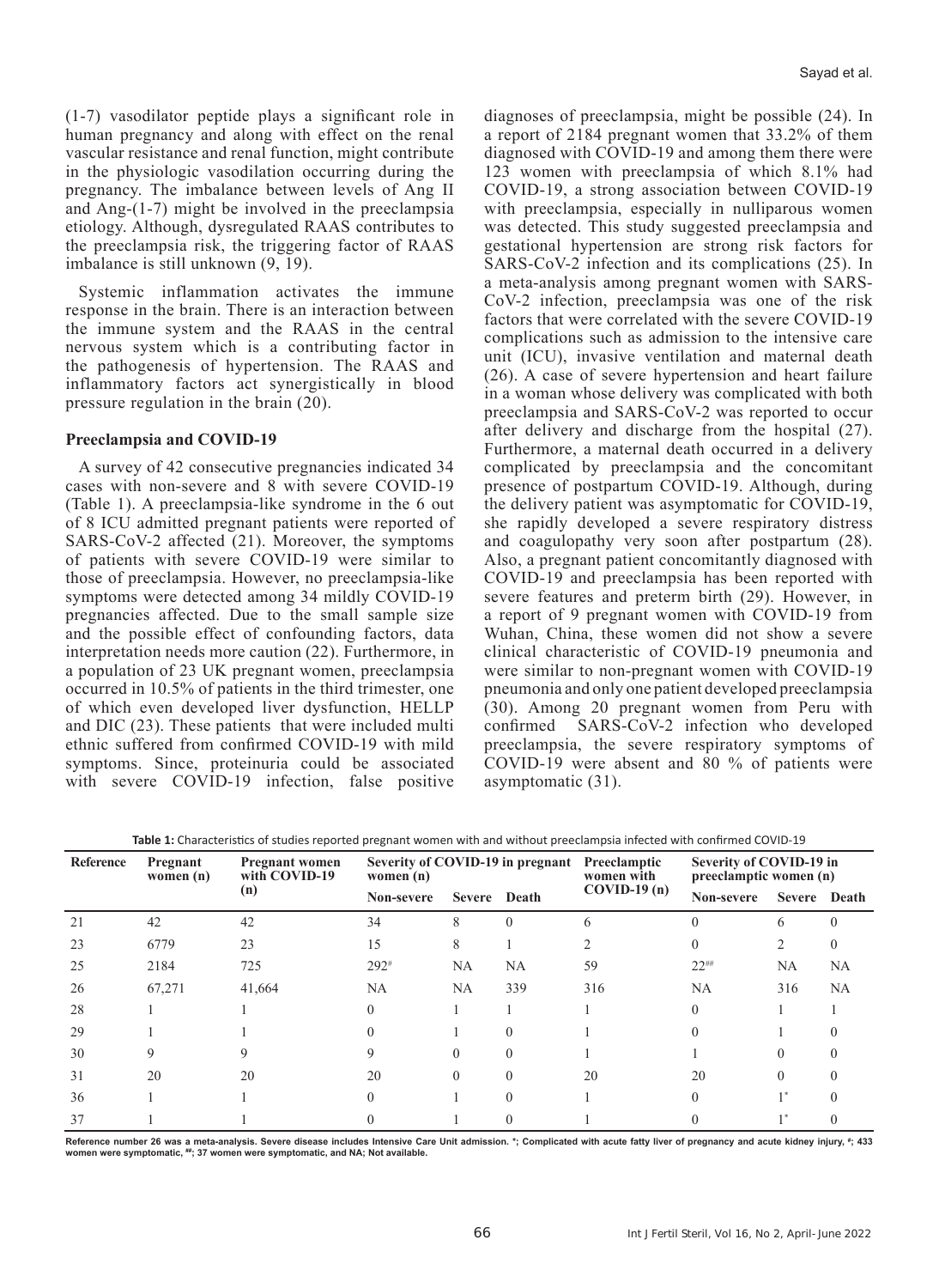(1-7) vasodilator peptide plays a significant role in human pregnancy and along with effect on the renal vascular resistance and renal function, might contribute in the physiologic vasodilation occurring during the pregnancy. The imbalance between levels of Ang II and Ang-(1-7) might be involved in the preeclampsia etiology. Although, dysregulated RAAS contributes to the preeclampsia risk, the triggering factor of RAAS imbalance is still unknown (9, 19).

Systemic inflammation activates the immune response in the brain. There is an interaction between the immune system and the RAAS in the central nervous system which is a contributing factor in the pathogenesis of hypertension. The RAAS and inflammatory factors act synergistically in blood pressure regulation in the brain (20).

### Preeclampsia and COVID-19

A survey of 42 consecutive pregnancies indicated 34 cases with non-severe and 8 with severe COVID-19 (Table 1). A preeclampsia-like syndrome in the 6 out of 8 ICU admitted pregnant patients were reported of SARS-CoV-2 affected (21). Moreover, the symptoms of patients with severe COVID-19 were similar to those of preeclampsia. However, no preeclampsia-like symptoms were detected among 34 mildly COVID-19 pregnancies affected. Due to the small sample size and the possible effect of confounding factors, data interpretation needs more caution (22). Furthermore, in a population of 23 UK pregnant women, preeclampsia occurred in 10.5% of patients in the third trimester, one of which even developed liver dysfunction, HELLP and DIC (23). These patients that were included multi ethnic suffered from confirmed COVID-19 with mild symptoms. Since, proteinuria could be associated with severe COVID-19 infection, false positive diagnoses of preeclampsia, might be possible (24). In a report of 2184 pregnant women that 33.2% of them diagnosed with COVID-19 and among them there were 123 women with preeclampsia of which 8.1% had COVID-19, a strong association between COVID-19 with preeclampsia, especially in nulliparous women was detected. This study suggested preeclampsia and gestational hypertension are strong risk factors for SARS-CoV-2 infection and its complications (25). In a meta-analysis among pregnant women with SARS-CoV-2 infection, preeclampsia was one of the risk factors that were correlated with the severe COVID-19 complications such as admission to the intensive care unit (ICU), invasive ventilation and maternal death (26). A case of severe hypertension and heart failure in a woman whose delivery was complicated with both preeclampsia and SARS-CoV-2 was reported to occur after delivery and discharge from the hospital (27). Furthermore, a maternal death occurred in a delivery complicated by preeclampsia and the concomitant presence of postpartum COVID-19. Although, during the delivery patient was asymptomatic for COVID-19, she rapidly developed a severe respiratory distress and coagulopathy very soon after postpartum (28). Also, a pregnant patient concomitantly diagnosed with COVID-19 and preeclampsia has been reported with severe features and preterm birth (29). However, in a report of 9 pregnant women with COVID-19 from Wuhan, China, these women did not show a severe clinical characteristic of COVID-19 pneumonia and were similar to non-pregnant women with COVID-19 pneumonia and only one patient developed preeclampsia (30). Among 20 pregnant women from Peru with confirmed SARS-CoV-2 infection who developed preeclampsia, the severe respiratory symptoms of COVID-19 were absent and 80 % of patients were asymptomatic (31).

**Table 1:** Characteristics of studies reported pregnant women with and without preeclampsia infected with confirmed COVID-19

| Reference | Pregnant women (n) | Pregnant women with COVID-19 (n) | Severity of COVID-19 in pregnant women (n) | | | Preeclamptic women with COVID-19 (n) | Severity of COVID-19 in preeclamptic women (n) | | |
|---|---|---|---|---|---|---|---|---|---|
| | | | Non-severe | Severe | Death | | Non-severe | Severe | Death |
| 21 | 42 | 42 | 34 | 8 | 0 | 6 | 0 | 6 | 0 |
| 23 | 6779 | 23 | 15 | 8 | 1 | 2 | 0 | 2 | 0 |
| 25 | 2184 | 725 | 292# | NA | NA | 59 | 22## | NA | NA |
| 26 | 67,271 | 41,664 | NA | NA | 339 | 316 | NA | 316 | NA |
| 28 | 1 | 1 | 0 | 1 | 1 | 1 | 0 | 1 | 1 |
| 29 | 1 | 1 | 0 | 1 | 0 | 1 | 0 | 1 | 0 |
| 30 | 9 | 9 | 9 | 0 | 0 | 1 | 1 | 0 | 0 |
| 31 | 20 | 20 | 20 | 0 | 0 | 20 | 20 | 0 | 0 |
| 36 | 1 | 1 | 0 | 1 | 0 | 1 | 0 | 1* | 0 |
| 37 | 1 | 1 | 0 | 1 | 0 | 1 | 0 | 1* | 0 |

Reference number 26 was a meta-analysis. Severe disease includes Intensive Care Unit admission. *; Complicated with acute fatty liver of pregnancy and acute kidney injury, #; 433 women were symptomatic, ##; 37 women were symptomatic, and NA; Not available.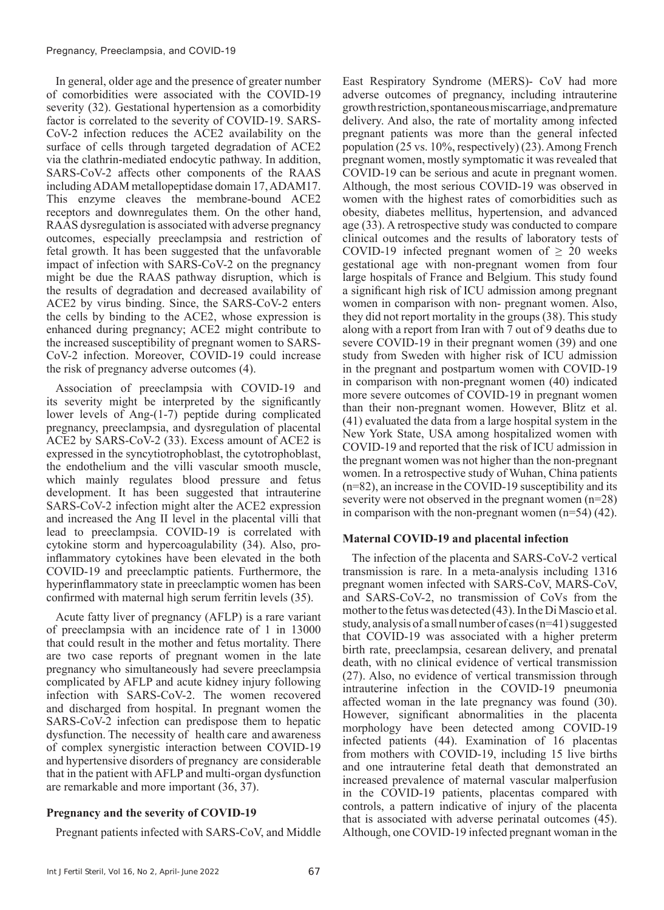In general, older age and the presence of greater number of comorbidities were associated with the COVID-19 severity (32). Gestational hypertension as a comorbidity factor is correlated to the severity of COVID-19. SARS-CoV-2 infection reduces the ACE2 availability on the surface of cells through targeted degradation of ACE2 via the clathrin-mediated endocytic pathway. In addition, SARS-CoV-2 affects other components of the RAAS including ADAM metallopeptidase domain 17, ADAM17. This enzyme cleaves the membrane-bound ACE2 receptors and downregulates them. On the other hand, RAAS dysregulation is associated with adverse pregnancy outcomes, especially preeclampsia and restriction of fetal growth. It has been suggested that the unfavorable impact of infection with SARS-CoV-2 on the pregnancy might be due the RAAS pathway disruption, which is the results of degradation and decreased availability of ACE2 by virus binding. Since, the SARS-CoV-2 enters the cells by binding to the ACE2, whose expression is enhanced during pregnancy; ACE2 might contribute to the increased susceptibility of pregnant women to SARS-CoV-2 infection. Moreover, COVID-19 could increase the risk of pregnancy adverse outcomes (4).

Association of preeclampsia with COVID-19 and its severity might be interpreted by the significantly lower levels of Ang-(1-7) peptide during complicated pregnancy, preeclampsia, and dysregulation of placental ACE2 by SARS-CoV-2 (33). Excess amount of ACE2 is expressed in the syncytiotrophoblast, the cytotrophoblast, the endothelium and the villi vascular smooth muscle, which mainly regulates blood pressure and fetus development. It has been suggested that intrauterine SARS-CoV-2 infection might alter the ACE2 expression and increased the Ang II level in the placental villi that lead to preeclampsia. COVID-19 is correlated with cytokine storm and hypercoagulability (34). Also, pro-inflammatory cytokines have been elevated in the both COVID-19 and preeclamptic patients. Furthermore, the hyperinflammatory state in preeclamptic women has been confirmed with maternal high serum ferritin levels (35).

Acute fatty liver of pregnancy (AFLP) is a rare variant of preeclampsia with an incidence rate of 1 in 13000 that could result in the mother and fetus mortality. There are two case reports of pregnant women in the late pregnancy who simultaneously had severe preeclampsia complicated by AFLP and acute kidney injury following infection with SARS-CoV-2. The women recovered and discharged from hospital. In pregnant women the SARS-CoV-2 infection can predispose them to hepatic dysfunction. The necessity of health care and awareness of complex synergistic interaction between COVID-19 and hypertensive disorders of pregnancy are considerable that in the patient with AFLP and multi-organ dysfunction are remarkable and more important (36, 37).

## Pregnancy and the severity of COVID-19

Pregnant patients infected with SARS-CoV, and Middle East Respiratory Syndrome (MERS)- CoV had more adverse outcomes of pregnancy, including intrauterine growth restriction, spontaneous miscarriage, and premature delivery. And also, the rate of mortality among infected pregnant patients was more than the general infected population (25 vs. 10%, respectively) (23). Among French pregnant women, mostly symptomatic it was revealed that COVID-19 can be serious and acute in pregnant women. Although, the most serious COVID-19 was observed in women with the highest rates of comorbidities such as obesity, diabetes mellitus, hypertension, and advanced age (33). A retrospective study was conducted to compare clinical outcomes and the results of laboratory tests of COVID-19 infected pregnant women of $\geq$ 20 weeks gestational age with non-pregnant women from four large hospitals of France and Belgium. This study found a significant high risk of ICU admission among pregnant women in comparison with non- pregnant women. Also, they did not report mortality in the groups (38). This study along with a report from Iran with 7 out of 9 deaths due to severe COVID-19 in their pregnant women (39) and one study from Sweden with higher risk of ICU admission in the pregnant and postpartum women with COVID-19 in comparison with non-pregnant women (40) indicated more severe outcomes of COVID-19 in pregnant women than their non-pregnant women. However, Blitz et al. (41) evaluated the data from a large hospital system in the New York State, USA among hospitalized women with COVID-19 and reported that the risk of ICU admission in the pregnant women was not higher than the non-pregnant women. In a retrospective study of Wuhan, China patients (n=82), an increase in the COVID-19 susceptibility and its severity were not observed in the pregnant women (n=28) in comparison with the non-pregnant women (n=54) (42).

## Maternal COVID-19 and placental infection

The infection of the placenta and SARS-CoV-2 vertical transmission is rare. In a meta-analysis including 1316 pregnant women infected with SARS-CoV, MARS-CoV, and SARS-CoV-2, no transmission of CoVs from the mother to the fetus was detected (43). In the Di Mascio et al. study, analysis of a small number of cases (n=41) suggested that COVID-19 was associated with a higher preterm birth rate, preeclampsia, cesarean delivery, and prenatal death, with no clinical evidence of vertical transmission (27). Also, no evidence of vertical transmission through intrauterine infection in the COVID-19 pneumonia affected woman in the late pregnancy was found (30). However, significant abnormalities in the placenta morphology have been detected among COVID-19 infected patients (44). Examination of 16 placentas from mothers with COVID-19, including 15 live births and one intrauterine fetal death that demonstrated an increased prevalence of maternal vascular malperfusion in the COVID-19 patients, placentas compared with controls, a pattern indicative of injury of the placenta that is associated with adverse perinatal outcomes (45). Although, one COVID-19 infected pregnant woman in the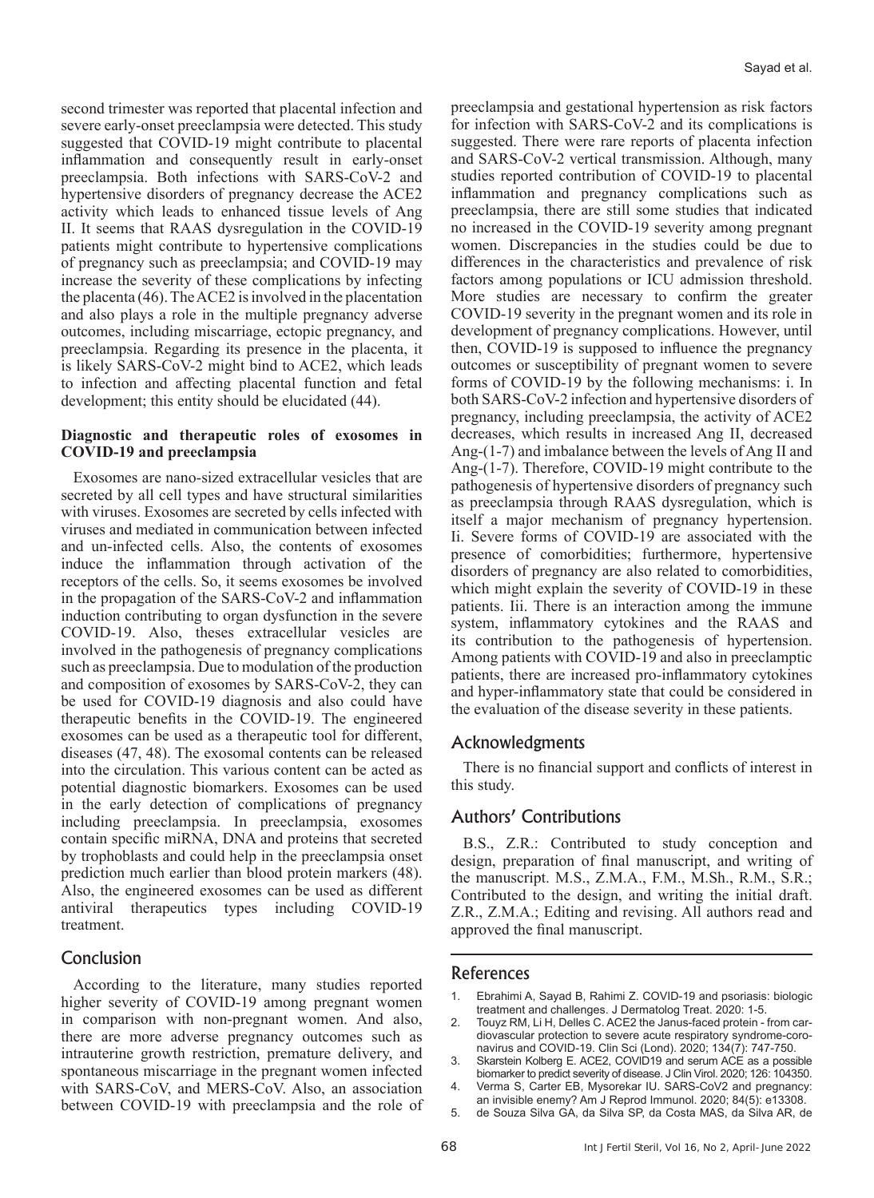second trimester was reported that placental infection and severe early-onset preeclampsia were detected. This study suggested that COVID-19 might contribute to placental inflammation and consequently result in early-onset preeclampsia. Both infections with SARS-CoV-2 and hypertensive disorders of pregnancy decrease the ACE2 activity which leads to enhanced tissue levels of Ang II. It seems that RAAS dysregulation in the COVID-19 patients might contribute to hypertensive complications of pregnancy such as preeclampsia; and COVID-19 may increase the severity of these complications by infecting the placenta (46). The ACE2 is involved in the placentation and also plays a role in the multiple pregnancy adverse outcomes, including miscarriage, ectopic pregnancy, and preeclampsia. Regarding its presence in the placenta, it is likely SARS-CoV-2 might bind to ACE2, which leads to infection and affecting placental function and fetal development; this entity should be elucidated (44).

**Diagnostic and therapeutic roles of exosomes in COVID-19 and preeclampsia**

Exosomes are nano-sized extracellular vesicles that are secreted by all cell types and have structural similarities with viruses. Exosomes are secreted by cells infected with viruses and mediated in communication between infected and un-infected cells. Also, the contents of exosomes induce the inflammation through activation of the receptors of the cells. So, it seems exosomes be involved in the propagation of the SARS-CoV-2 and inflammation induction contributing to organ dysfunction in the severe COVID-19. Also, theses extracellular vesicles are involved in the pathogenesis of pregnancy complications such as preeclampsia. Due to modulation of the production and composition of exosomes by SARS-CoV-2, they can be used for COVID-19 diagnosis and also could have therapeutic benefits in the COVID-19. The engineered exosomes can be used as a therapeutic tool for different, diseases (47, 48). The exosomal contents can be released into the circulation. This various content can be acted as potential diagnostic biomarkers. Exosomes can be used in the early detection of complications of pregnancy including preeclampsia. In preeclampsia, exosomes contain specific miRNA, DNA and proteins that secreted by trophoblasts and could help in the preeclampsia onset prediction much earlier than blood protein markers (48). Also, the engineered exosomes can be used as different antiviral therapeutics types including COVID-19 treatment.

## Conclusion

According to the literature, many studies reported higher severity of COVID-19 among pregnant women in comparison with non-pregnant women. And also, there are more adverse pregnancy outcomes such as intrauterine growth restriction, premature delivery, and spontaneous miscarriage in the pregnant women infected with SARS-CoV, and MERS-CoV. Also, an association between COVID-19 with preeclampsia and the role of preeclampsia and gestational hypertension as risk factors for infection with SARS-CoV-2 and its complications is suggested. There were rare reports of placenta infection and SARS-CoV-2 vertical transmission. Although, many studies reported contribution of COVID-19 to placental inflammation and pregnancy complications such as preeclampsia, there are still some studies that indicated no increased in the COVID-19 severity among pregnant women. Discrepancies in the studies could be due to differences in the characteristics and prevalence of risk factors among populations or ICU admission threshold. More studies are necessary to confirm the greater COVID-19 severity in the pregnant women and its role in development of pregnancy complications. However, until then, COVID-19 is supposed to influence the pregnancy outcomes or susceptibility of pregnant women to severe forms of COVID-19 by the following mechanisms: i. In both SARS-CoV-2 infection and hypertensive disorders of pregnancy, including preeclampsia, the activity of ACE2 decreases, which results in increased Ang II, decreased Ang-(1-7) and imbalance between the levels of Ang II and Ang-(1-7). Therefore, COVID-19 might contribute to the pathogenesis of hypertensive disorders of pregnancy such as preeclampsia through RAAS dysregulation, which is itself a major mechanism of pregnancy hypertension. Ii. Severe forms of COVID-19 are associated with the presence of comorbidities; furthermore, hypertensive disorders of pregnancy are also related to comorbidities, which might explain the severity of COVID-19 in these patients. Iii. There is an interaction among the immune system, inflammatory cytokines and the RAAS and its contribution to the pathogenesis of hypertension. Among patients with COVID-19 and also in preeclamptic patients, there are increased pro-inflammatory cytokines and hyper-inflammatory state that could be considered in the evaluation of the disease severity in these patients.

## Acknowledgments

There is no financial support and conflicts of interest in this study.

## Authors' Contributions

B.S., Z.R.: Contributed to study conception and design, preparation of final manuscript, and writing of the manuscript. M.S., Z.M.A., F.M., M.Sh., R.M., S.R.; Contributed to the design, and writing the initial draft. Z.R., Z.M.A.; Editing and revising. All authors read and approved the final manuscript.

## References

1. Ebrahimi A, Sayad B, Rahimi Z. COVID-19 and psoriasis: biologic treatment and challenges. J Dermatolog Treat. 2020: 1-5.
2. Touyz RM, Li H, Delles C. ACE2 the Janus-faced protein - from cardiovascular protection to severe acute respiratory syndrome-coronavirus and COVID-19. Clin Sci (Lond). 2020; 134(7): 747-750.
3. Skarstein Kolberg E. ACE2, COVID19 and serum ACE as a possible biomarker to predict severity of disease. J Clin Virol. 2020; 126: 104350.
4. Verma S, Carter EB, Mysorekar IU. SARS-CoV2 and pregnancy: an invisible enemy? Am J Reprod Immunol. 2020; 84(5): e13308.
5. de Souza Silva GA, da Silva SP, da Costa MAS, da Silva AR, de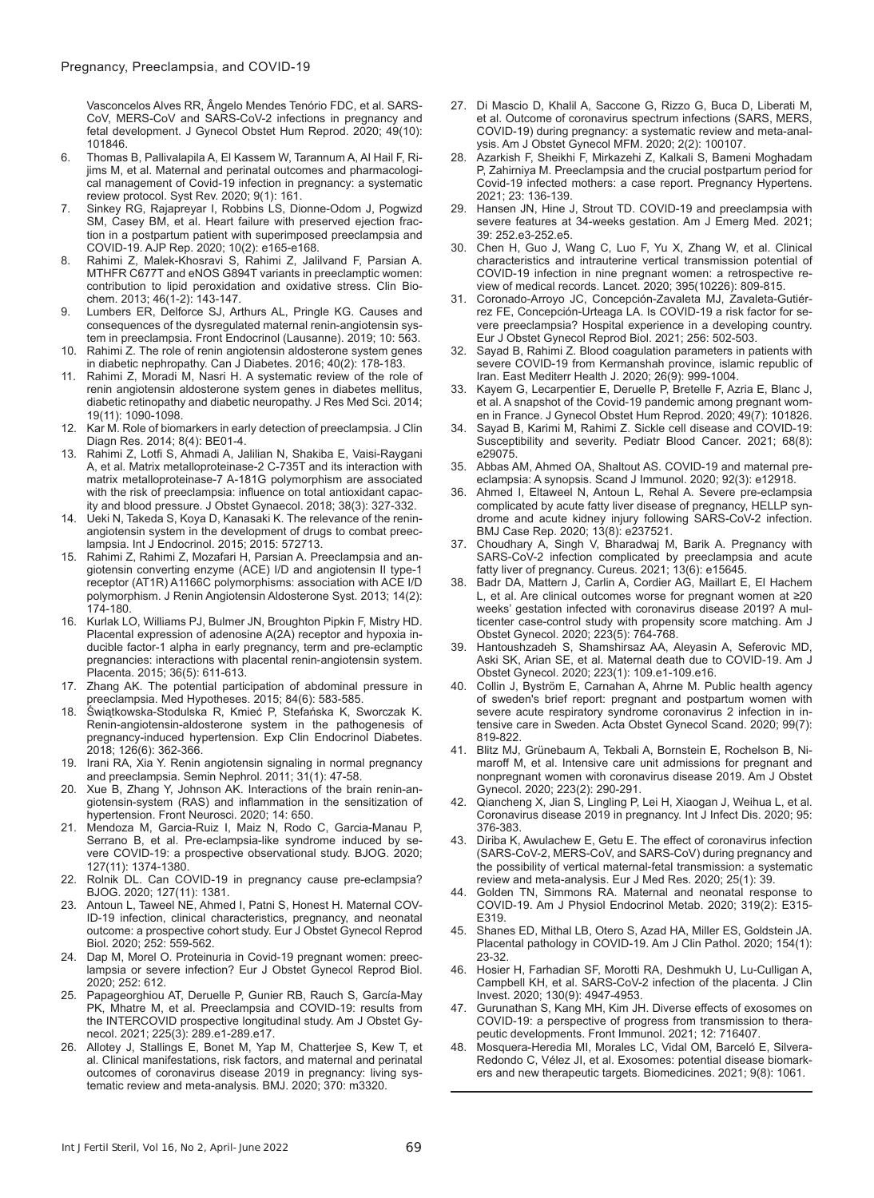Vasconcelos Alves RR, Ângelo Mendes Tenório FDC, et al. SARS-CoV, MERS-CoV and SARS-CoV-2 infections in pregnancy and fetal development. J Gynecol Obstet Hum Reprod. 2020; 49(10): 101846.

6. Thomas B, Pallivalapila A, El Kassem W, Tarannum A, Al Hail F, Rijims M, et al. Maternal and perinatal outcomes and pharmacological management of Covid-19 infection in pregnancy: a systematic review protocol. Syst Rev. 2020; 9(1): 161.
7. Sinkey RG, Rajapreyar I, Robbins LS, Dionne-Odom J, Pogwizd SM, Casey BM, et al. Heart failure with preserved ejection fraction in a postpartum patient with superimposed preeclampsia and COVID-19. AJP Rep. 2020; 10(2): e165-e168.
8. Rahimi Z, Malek-Khosravi S, Rahimi Z, Jalilvand F, Parsian A. MTHFR C677T and eNOS G894T variants in preeclamptic women: contribution to lipid peroxidation and oxidative stress. Clin Biochem. 2013; 46(1-2): 143-147.
9. Lumbers ER, Delforce SJ, Arthurs AL, Pringle KG. Causes and consequences of the dysregulated maternal renin-angiotensin system in preeclampsia. Front Endocrinol (Lausanne). 2019; 10: 563.
10. Rahimi Z. The role of renin angiotensin aldosterone system genes in diabetic nephropathy. Can J Diabetes. 2016; 40(2): 178-183.
11. Rahimi Z, Moradi M, Nasri H. A systematic review of the role of renin angiotensin aldosterone system genes in diabetes mellitus, diabetic retinopathy and diabetic neuropathy. J Res Med Sci. 2014; 19(11): 1090-1098.
12. Kar M. Role of biomarkers in early detection of preeclampsia. J Clin Diagn Res. 2014; 8(4): BE01-4.
13. Rahimi Z, Lotfi S, Ahmadi A, Jalilian N, Shakiba E, Vaisi-Raygani A, et al. Matrix metalloproteinase-2 C-735T and its interaction with matrix metalloproteinase-7 A-181G polymorphism are associated with the risk of preeclampsia: influence on total antioxidant capacity and blood pressure. J Obstet Gynaecol. 2018; 38(3): 327-332.
14. Ueki N, Takeda S, Koya D, Kanasaki K. The relevance of the renin-angiotensin system in the development of drugs to combat preeclampsia. Int J Endocrinol. 2015; 2015: 572713.
15. Rahimi Z, Rahimi Z, Mozafari H, Parsian A. Preeclampsia and angiotensin converting enzyme (ACE) I/D and angiotensin II type-1 receptor (AT1R) A1166C polymorphisms: association with ACE I/D polymorphism. J Renin Angiotensin Aldosterone Syst. 2013; 14(2): 174-180.
16. Kurlak LO, Williams PJ, Bulmer JN, Broughton Pipkin F, Mistry HD. Placental expression of adenosine A(2A) receptor and hypoxia inducible factor-1 alpha in early pregnancy, term and pre-eclamptic pregnancies: interactions with placental renin-angiotensin system. Placenta. 2015; 36(5): 611-613.
17. Zhang AK. The potential participation of abdominal pressure in preeclampsia. Med Hypotheses. 2015; 84(6): 583-585.
18. Świątkowska-Stodulska R, Kmieć P, Stefańska K, Sworczak K. Renin-angiotensin-aldosterone system in the pathogenesis of pregnancy-induced hypertension. Exp Clin Endocrinol Diabetes. 2018; 126(6): 362-366.
19. Irani RA, Xia Y. Renin angiotensin signaling in normal pregnancy and preeclampsia. Semin Nephrol. 2011; 31(1): 47-58.
20. Xue B, Zhang Y, Johnson AK. Interactions of the brain renin-angiotensin-system (RAS) and inflammation in the sensitization of hypertension. Front Neurosci. 2020; 14: 650.
21. Mendoza M, Garcia-Ruiz I, Maiz N, Rodo C, Garcia-Manau P, Serrano B, et al. Pre-eclampsia-like syndrome induced by severe COVID-19: a prospective observational study. BJOG. 2020; 127(11): 1374-1380.
22. Rolnik DL. Can COVID-19 in pregnancy cause pre-eclampsia? BJOG. 2020; 127(11): 1381.
23. Antoun L, Taweel NE, Ahmed I, Patni S, Honest H. Maternal COVID-19 infection, clinical characteristics, pregnancy, and neonatal outcome: a prospective cohort study. Eur J Obstet Gynecol Reprod Biol. 2020; 252: 559-562.
24. Dap M, Morel O. Proteinuria in Covid-19 pregnant women: preeclampsia or severe infection? Eur J Obstet Gynecol Reprod Biol. 2020; 252: 612.
25. Papageorghiou AT, Deruelle P, Gunier RB, Rauch S, García-May PK, Mhatre M, et al. Preeclampsia and COVID-19: results from the INTERCOVID prospective longitudinal study. Am J Obstet Gynecol. 2021; 225(3): 289.e1-289.e17.
26. Allotey J, Stallings E, Bonet M, Yap M, Chatterjee S, Kew T, et al. Clinical manifestations, risk factors, and maternal and perinatal outcomes of coronavirus disease 2019 in pregnancy: living systematic review and meta-analysis. BMJ. 2020; 370: m3320.
27. Di Mascio D, Khalil A, Saccone G, Rizzo G, Buca D, Liberati M, et al. Outcome of coronavirus spectrum infections (SARS, MERS, COVID-19) during pregnancy: a systematic review and meta-analysis. Am J Obstet Gynecol MFM. 2020; 2(2): 100107.
28. Azarkish F, Sheikhi F, Mirkazehi Z, Kalkali S, Bameni Moghadam P, Zahirniya M. Preeclampsia and the crucial postpartum period for Covid-19 infected mothers: a case report. Pregnancy Hypertens. 2021; 23: 136-139.
29. Hansen JN, Hine J, Strout TD. COVID-19 and preeclampsia with severe features at 34-weeks gestation. Am J Emerg Med. 2021; 39: 252.e3-252.e5.
30. Chen H, Guo J, Wang C, Luo F, Yu X, Zhang W, et al. Clinical characteristics and intrauterine vertical transmission potential of COVID-19 infection in nine pregnant women: a retrospective review of medical records. Lancet. 2020; 395(10226): 809-815.
31. Coronado-Arroyo JC, Concepción-Zavaleta MJ, Zavaleta-Gutiérrez FE, Concepción-Urteaga LA. Is COVID-19 a risk factor for severe preeclampsia? Hospital experience in a developing country. Eur J Obstet Gynecol Reprod Biol. 2021; 256: 502-503.
32. Sayad B, Rahimi Z. Blood coagulation parameters in patients with severe COVID-19 from Kermanshah province, islamic republic of Iran. East Mediterr Health J. 2020; 26(9): 999-1004.
33. Kayem G, Lecarpentier E, Deruelle P, Bretelle F, Azria E, Blanc J, et al. A snapshot of the Covid-19 pandemic among pregnant women in France. J Gynecol Obstet Hum Reprod. 2020; 49(7): 101826.
34. Sayad B, Karimi M, Rahimi Z. Sickle cell disease and COVID-19: Susceptibility and severity. Pediatr Blood Cancer. 2021; 68(8): e29075.
35. Abbas AM, Ahmed OA, Shaltout AS. COVID-19 and maternal preeclampsia: A synopsis. Scand J Immunol. 2020; 92(3): e12918.
36. Ahmed I, Eltaweel N, Antoun L, Rehal A. Severe pre-eclampsia complicated by acute fatty liver disease of pregnancy, HELLP syndrome and acute kidney injury following SARS-CoV-2 infection. BMJ Case Rep. 2020; 13(8): e237521.
37. Choudhary A, Singh V, Bharadwaj M, Barik A. Pregnancy with SARS-CoV-2 infection complicated by preeclampsia and acute fatty liver of pregnancy. Cureus. 2021; 13(6): e15645.
38. Badr DA, Mattern J, Carlin A, Cordier AG, Maillart E, El Hachem L, et al. Are clinical outcomes worse for pregnant women at ≥20 weeks' gestation infected with coronavirus disease 2019? A multicenter case-control study with propensity score matching. Am J Obstet Gynecol. 2020; 223(5): 764-768.
39. Hantoushzadeh S, Shamshirsaz AA, Aleyasin A, Seferovic MD, Aski SK, Arian SE, et al. Maternal death due to COVID-19. Am J Obstet Gynecol. 2020; 223(1): 109.e1-109.e16.
40. Collin J, Byström E, Carnahan A, Ahrne M. Public health agency of sweden's brief report: pregnant and postpartum women with severe acute respiratory syndrome coronavirus 2 infection in intensive care in Sweden. Acta Obstet Gynecol Scand. 2020; 99(7): 819-822.
41. Blitz MJ, Grünebaum A, Tekbali A, Bornstein E, Rochelson B, Nimaroff M, et al. Intensive care unit admissions for pregnant and nonpregnant women with coronavirus disease 2019. Am J Obstet Gynecol. 2020; 223(2): 290-291.
42. Qiancheng X, Jian S, Lingling P, Lei H, Xiaogan J, Weihua L, et al. Coronavirus disease 2019 in pregnancy. Int J Infect Dis. 2020; 95: 376-383.
43. Diriba K, Awulachew E, Getu E. The effect of coronavirus infection (SARS-CoV-2, MERS-CoV, and SARS-CoV) during pregnancy and the possibility of vertical maternal-fetal transmission: a systematic review and meta-analysis. Eur J Med Res. 2020; 25(1): 39.
44. Golden TN, Simmons RA. Maternal and neonatal response to COVID-19. Am J Physiol Endocrinol Metab. 2020; 319(2): E315-E319.
45. Shanes ED, Mithal LB, Otero S, Azad HA, Miller ES, Goldstein JA. Placental pathology in COVID-19. Am J Clin Pathol. 2020; 154(1): 23-32.
46. Hosier H, Farhadian SF, Morotti RA, Deshmukh U, Lu-Culligan A, Campbell KH, et al. SARS-CoV-2 infection of the placenta. J Clin Invest. 2020; 130(9): 4947-4953.
47. Gurunathan S, Kang MH, Kim JH. Diverse effects of exosomes on COVID-19: a perspective of progress from transmission to therapeutic developments. Front Immunol. 2021; 12: 716407.
48. Mosquera-Heredia MI, Morales LC, Vidal OM, Barceló E, Silvera-Redondo C, Vélez JI, et al. Exosomes: potential disease biomarkers and new therapeutic targets. Biomedicines. 2021; 9(8): 1061.